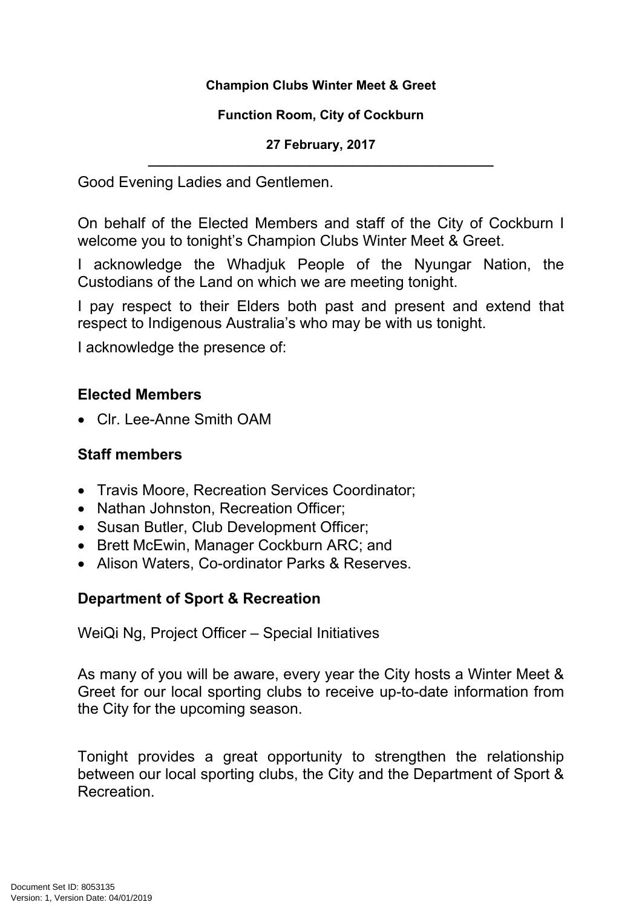**Champion Clubs Winter Meet & Greet**

**Function Room, City of Cockburn**

**27 February, 2017**

---

Good Evening Ladies and Gentlemen.

On behalf of the Elected Members and staff of the City of Cockburn I welcome you to tonight's Champion Clubs Winter Meet & Greet.

I acknowledge the Whadjuk People of the Nyungar Nation, the Custodians of the Land on which we are meeting tonight.

I pay respect to their Elders both past and present and extend that respect to Indigenous Australia's who may be with us tonight.

I acknowledge the presence of:

**Elected Members**

- Clr. Lee-Anne Smith OAM

**Staff members**

- Travis Moore, Recreation Services Coordinator;
- Nathan Johnston, Recreation Officer;
- Susan Butler, Club Development Officer;
- Brett McEwin, Manager Cockburn ARC; and
- Alison Waters, Co-ordinator Parks & Reserves.

**Department of Sport & Recreation**

WeiQi Ng, Project Officer – Special Initiatives

As many of you will be aware, every year the City hosts a Winter Meet & Greet for our local sporting clubs to receive up-to-date information from the City for the upcoming season.

Tonight provides a great opportunity to strengthen the relationship between our local sporting clubs, the City and the Department of Sport & Recreation.

Document Set ID: 8053135
Version: 1, Version Date: 04/01/2019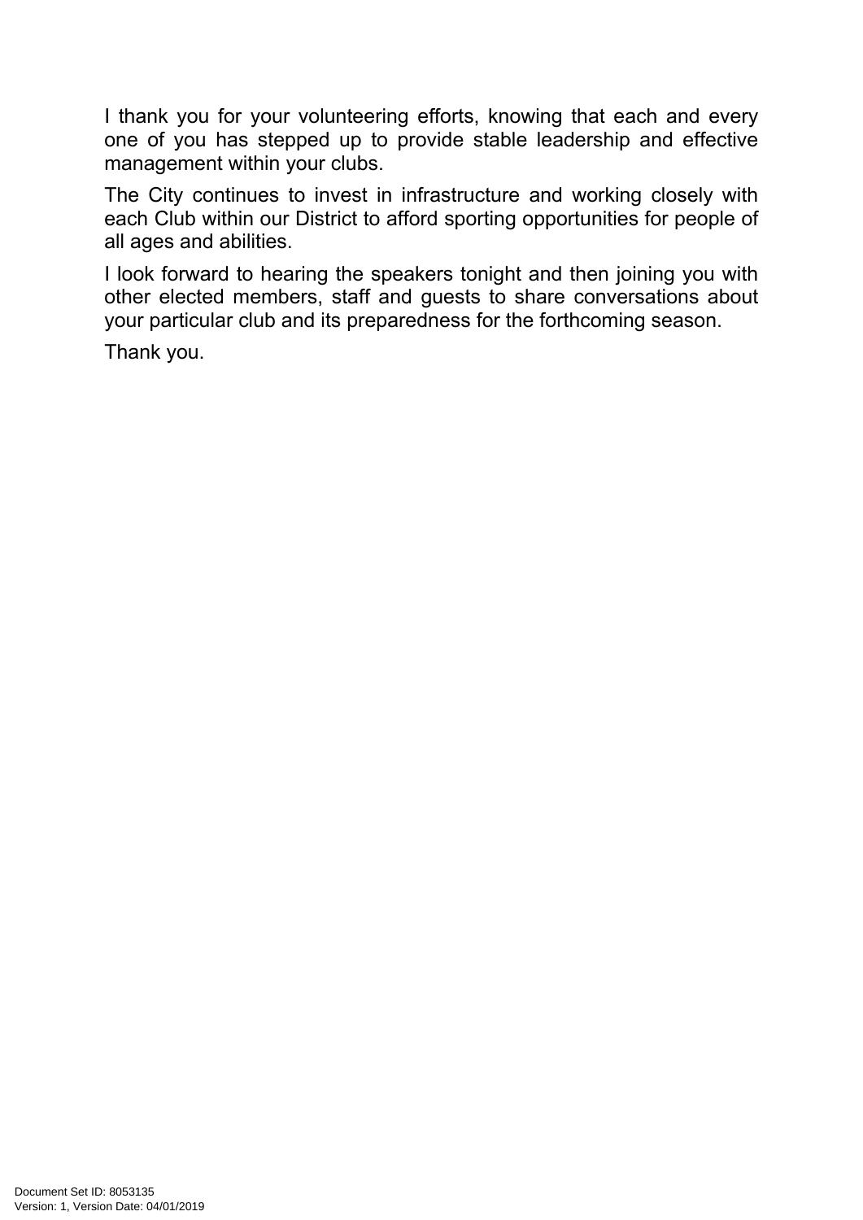I thank you for your volunteering efforts, knowing that each and every one of you has stepped up to provide stable leadership and effective management within your clubs.

The City continues to invest in infrastructure and working closely with each Club within our District to afford sporting opportunities for people of all ages and abilities.

I look forward to hearing the speakers tonight and then joining you with other elected members, staff and guests to share conversations about your particular club and its preparedness for the forthcoming season.

Thank you.